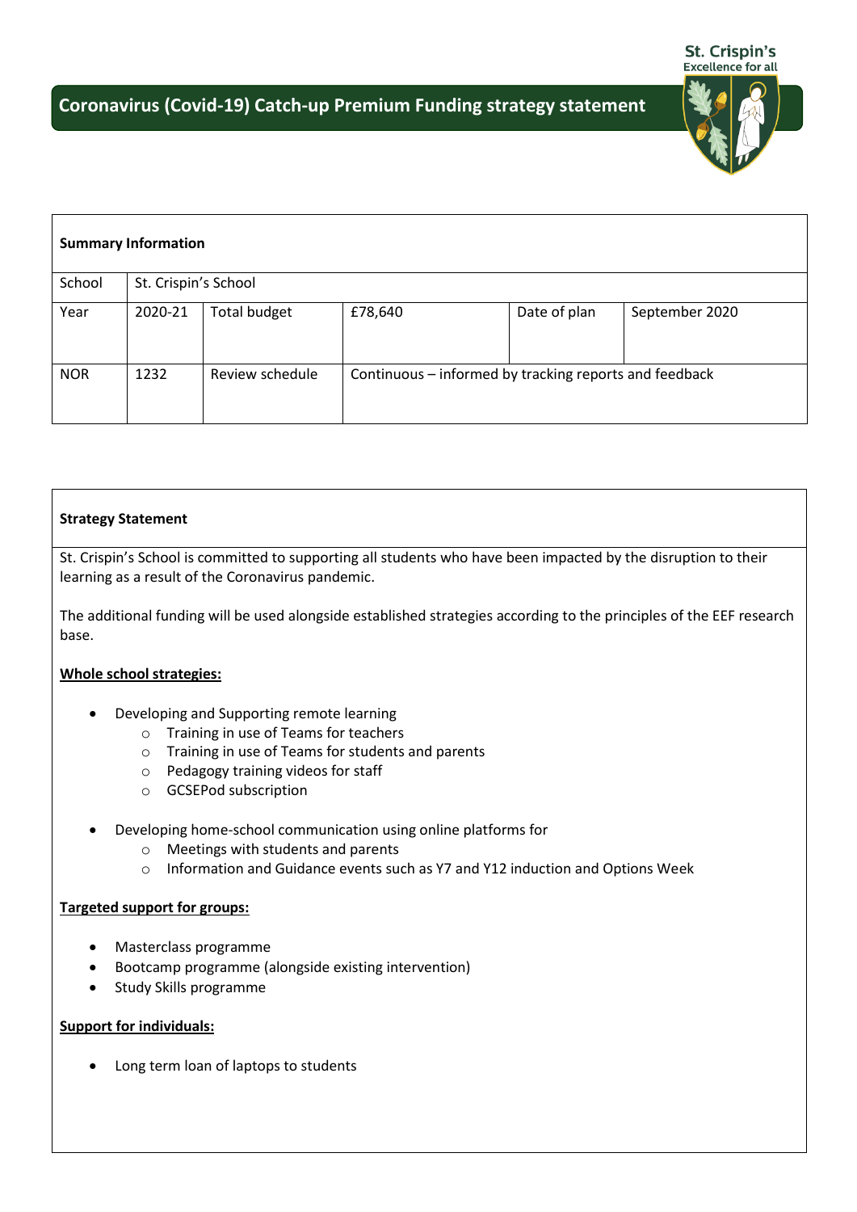# Coronavirus (Covid-19) Catch-up Premium Funding strategy statement

| Summary Information | | | | | |
|---|---|---|---|---|---|
| School | St. Crispin's School | | | | |
| Year | 2020-21 | Total budget | £78,640 | Date of plan | September 2020 |
| NOR | 1232 | Review schedule | Continuous – informed by tracking reports and feedback | | |

**Strategy Statement**

St. Crispin's School is committed to supporting all students who have been impacted by the disruption to their learning as a result of the Coronavirus pandemic.

The additional funding will be used alongside established strategies according to the principles of the EEF research base.

**Whole school strategies:**

- Developing and Supporting remote learning
  - Training in use of Teams for teachers
  - Training in use of Teams for students and parents
  - Pedagogy training videos for staff
  - GCSEPod subscription
- Developing home-school communication using online platforms for
  - Meetings with students and parents
  - Information and Guidance events such as Y7 and Y12 induction and Options Week

**Targeted support for groups:**

- Masterclass programme
- Bootcamp programme (alongside existing intervention)
- Study Skills programme

**Support for individuals:**

- Long term loan of laptops to students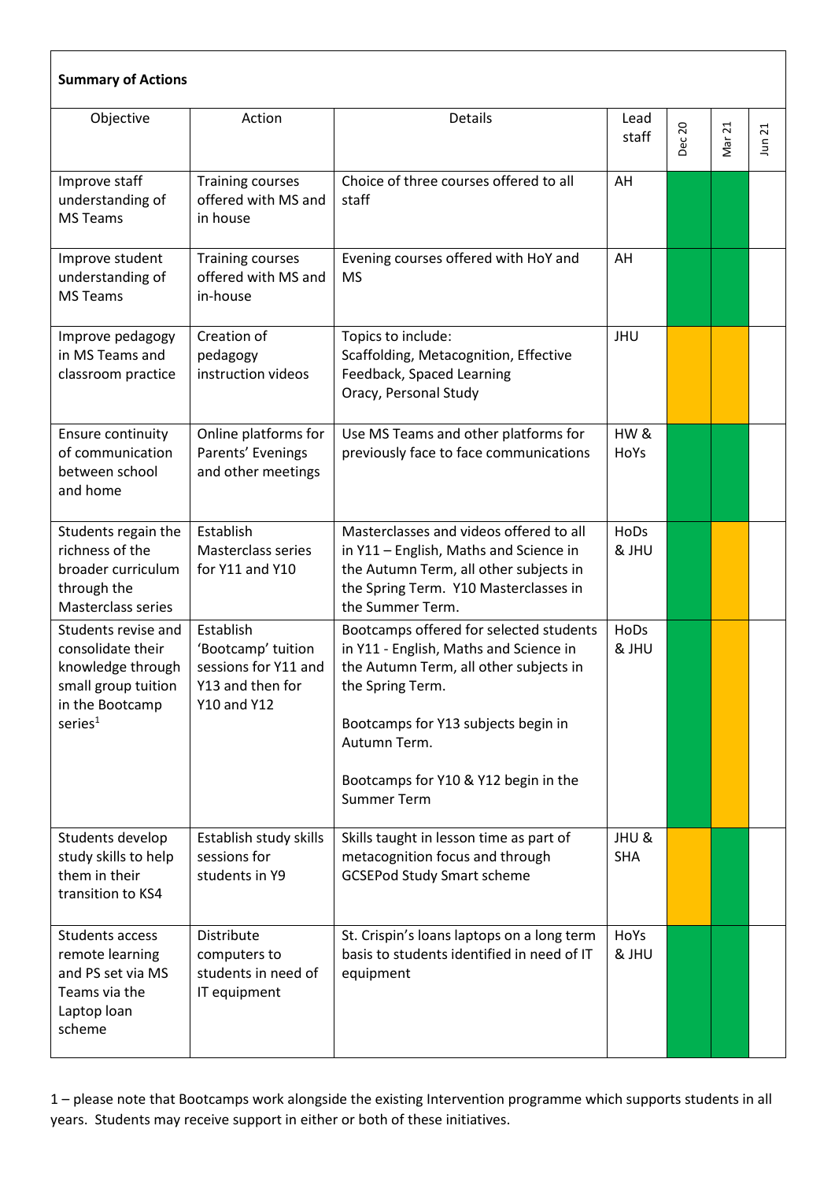**Summary of Actions**

| Objective | Action | Details | Lead staff | Dec 20 | Mar 21 | Jun 21 |
|---|---|---|---|---|---|---|
| Improve staff understanding of MS Teams | Training courses offered with MS and in house | Choice of three courses offered to all staff | AH | | | |
| Improve student understanding of MS Teams | Training courses offered with MS and in-house | Evening courses offered with HoY and MS | AH | | | |
| Improve pedagogy in MS Teams and classroom practice | Creation of pedagogy instruction videos | Topics to include:<br>Scaffolding, Metacognition, Effective Feedback, Spaced Learning<br>Oracy, Personal Study | JHU | | | |
| Ensure continuity of communication between school and home | Online platforms for Parents' Evenings and other meetings | Use MS Teams and other platforms for previously face to face communications | HW & HoYs | | | |
| Students regain the richness of the broader curriculum through the Masterclass series | Establish Masterclass series for Y11 and Y10 | Masterclasses and videos offered to all in Y11 – English, Maths and Science in the Autumn Term, all other subjects in the Spring Term. Y10 Masterclasses in the Summer Term. | HoDs & JHU | | | |
| Students revise and consolidate their knowledge through small group tuition in the Bootcamp series[1] | Establish 'Bootcamp' tuition sessions for Y11 and Y13 and then for Y10 and Y12 | Bootcamps offered for selected students in Y11 - English, Maths and Science in the Autumn Term, all other subjects in the Spring Term.<br><br>Bootcamps for Y13 subjects begin in Autumn Term.<br><br>Bootcamps for Y10 & Y12 begin in the Summer Term | HoDs & JHU | | | |
| Students develop study skills to help them in their transition to KS4 | Establish study skills sessions for students in Y9 | Skills taught in lesson time as part of metacognition focus and through GCSEPod Study Smart scheme | JHU & SHA | | | |
| Students access remote learning and PS set via MS Teams via the Laptop loan scheme | Distribute computers to students in need of IT equipment | St. Crispin's loans laptops on a long term basis to students identified in need of IT equipment | HoYs & JHU | | | |

1 – please note that Bootcamps work alongside the existing Intervention programme which supports students in all years. Students may receive support in either or both of these initiatives.